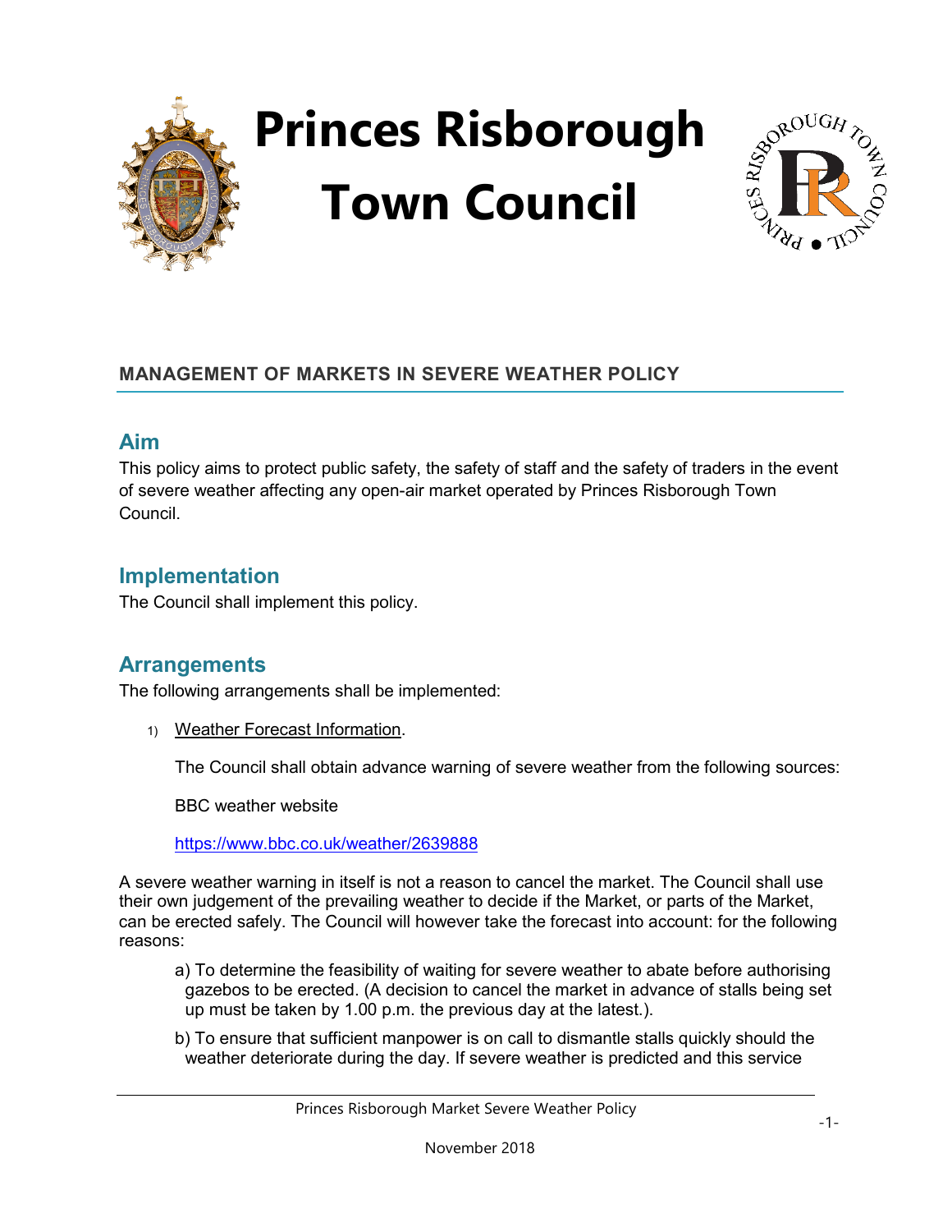# Princes Risborough Town Council

## MANAGEMENT OF MARKETS IN SEVERE WEATHER POLICY

## Aim

This policy aims to protect public safety, the safety of staff and the safety of traders in the event of severe weather affecting any open-air market operated by Princes Risborough Town Council.

## Implementation

The Council shall implement this policy.

## Arrangements

The following arrangements shall be implemented:

1) Weather Forecast Information.

   The Council shall obtain advance warning of severe weather from the following sources:

   BBC weather website

   https://www.bbc.co.uk/weather/2639888

A severe weather warning in itself is not a reason to cancel the market. The Council shall use their own judgement of the prevailing weather to decide if the Market, or parts of the Market, can be erected safely. The Council will however take the forecast into account: for the following reasons:

a) To determine the feasibility of waiting for severe weather to abate before authorising gazebos to be erected. (A decision to cancel the market in advance of stalls being set up must be taken by 1.00 p.m. the previous day at the latest.).

b) To ensure that sufficient manpower is on call to dismantle stalls quickly should the weather deteriorate during the day. If severe weather is predicted and this service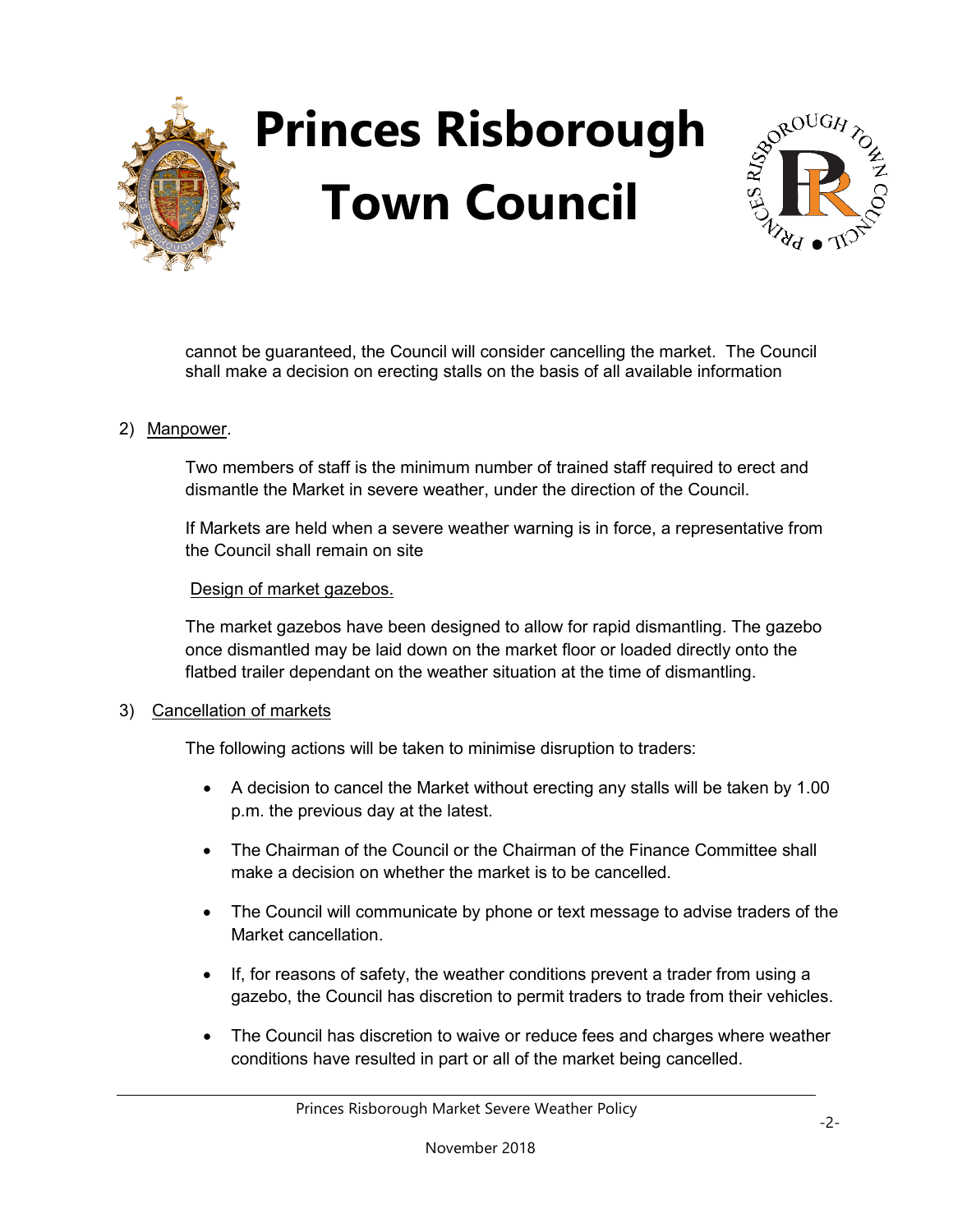cannot be guaranteed, the Council will consider cancelling the market. The Council shall make a decision on erecting stalls on the basis of all available information

2) Manpower.

Two members of staff is the minimum number of trained staff required to erect and dismantle the Market in severe weather, under the direction of the Council.

If Markets are held when a severe weather warning is in force, a representative from the Council shall remain on site

Design of market gazebos.

The market gazebos have been designed to allow for rapid dismantling. The gazebo once dismantled may be laid down on the market floor or loaded directly onto the flatbed trailer dependant on the weather situation at the time of dismantling.

3) Cancellation of markets

The following actions will be taken to minimise disruption to traders:

- A decision to cancel the Market without erecting any stalls will be taken by 1.00 p.m. the previous day at the latest.
- The Chairman of the Council or the Chairman of the Finance Committee shall make a decision on whether the market is to be cancelled.
- The Council will communicate by phone or text message to advise traders of the Market cancellation.
- If, for reasons of safety, the weather conditions prevent a trader from using a gazebo, the Council has discretion to permit traders to trade from their vehicles.
- The Council has discretion to waive or reduce fees and charges where weather conditions have resulted in part or all of the market being cancelled.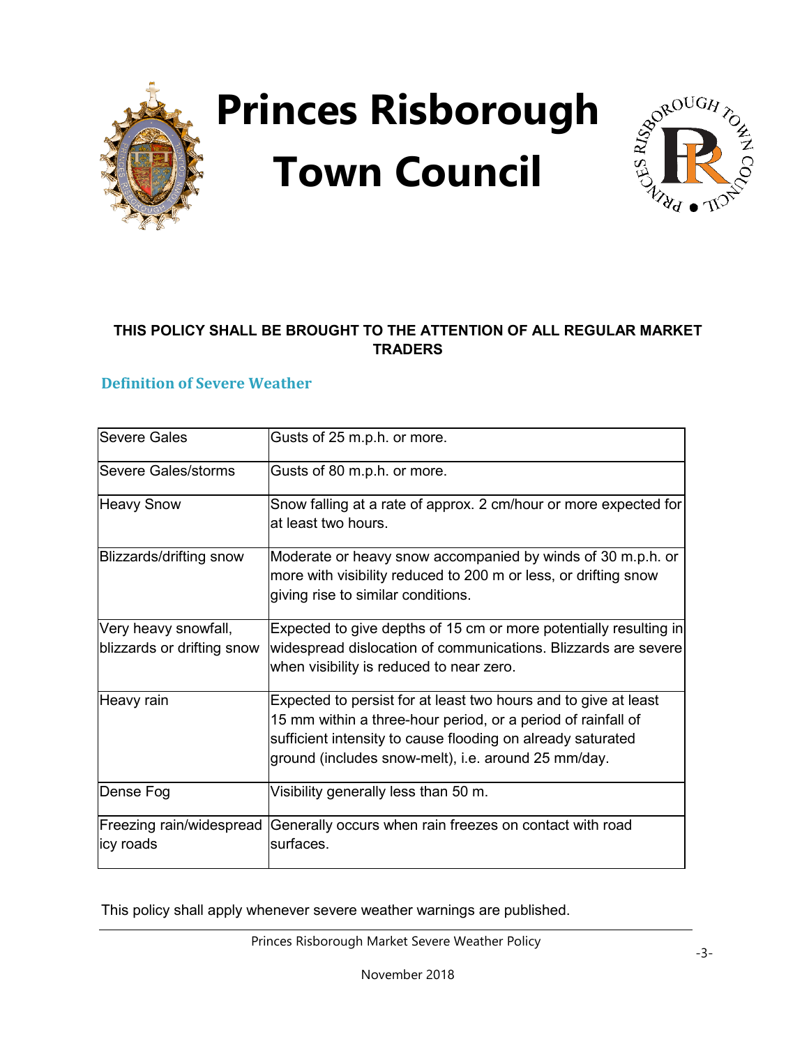# Princes Risborough Town Council

**THIS POLICY SHALL BE BROUGHT TO THE ATTENTION OF ALL REGULAR MARKET TRADERS**

## Definition of Severe Weather

| | |
|---|---|
| Severe Gales | Gusts of 25 m.p.h. or more. |
| Severe Gales/storms | Gusts of 80 m.p.h. or more. |
| Heavy Snow | Snow falling at a rate of approx. 2 cm/hour or more expected for at least two hours. |
| Blizzards/drifting snow | Moderate or heavy snow accompanied by winds of 30 m.p.h. or more with visibility reduced to 200 m or less, or drifting snow giving rise to similar conditions. |
| Very heavy snowfall, blizzards or drifting snow | Expected to give depths of 15 cm or more potentially resulting in widespread dislocation of communications. Blizzards are severe when visibility is reduced to near zero. |
| Heavy rain | Expected to persist for at least two hours and to give at least 15 mm within a three-hour period, or a period of rainfall of sufficient intensity to cause flooding on already saturated ground (includes snow-melt), i.e. around 25 mm/day. |
| Dense Fog | Visibility generally less than 50 m. |
| Freezing rain/widespread icy roads | Generally occurs when rain freezes on contact with road surfaces. |

This policy shall apply whenever severe weather warnings are published.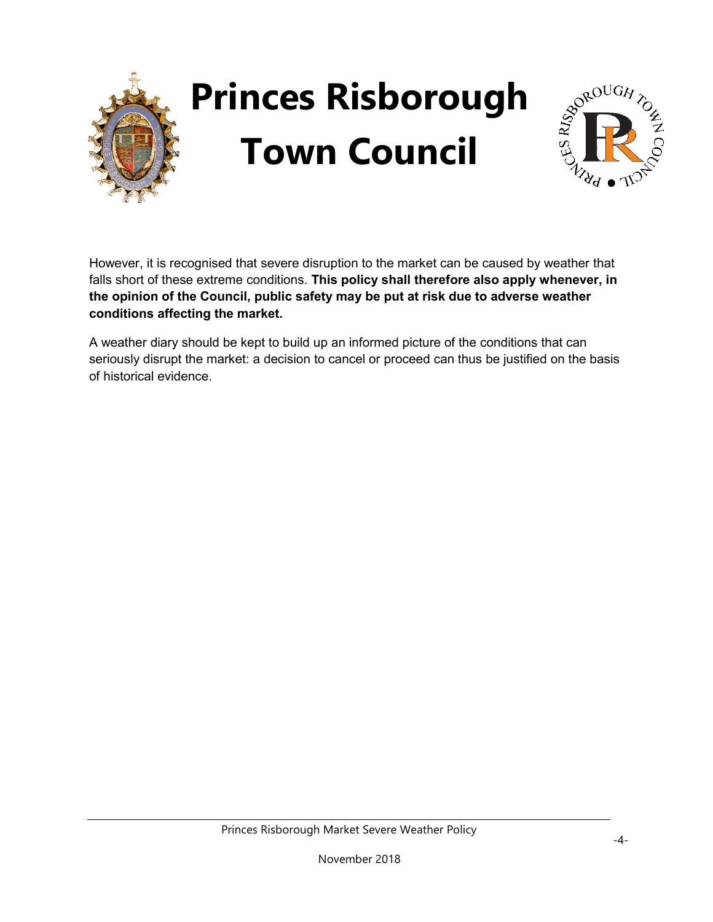However, it is recognised that severe disruption to the market can be caused by weather that falls short of these extreme conditions. **This policy shall therefore also apply whenever, in the opinion of the Council, public safety may be put at risk due to adverse weather conditions affecting the market.**

A weather diary should be kept to build up an informed picture of the conditions that can seriously disrupt the market: a decision to cancel or proceed can thus be justified on the basis of historical evidence.